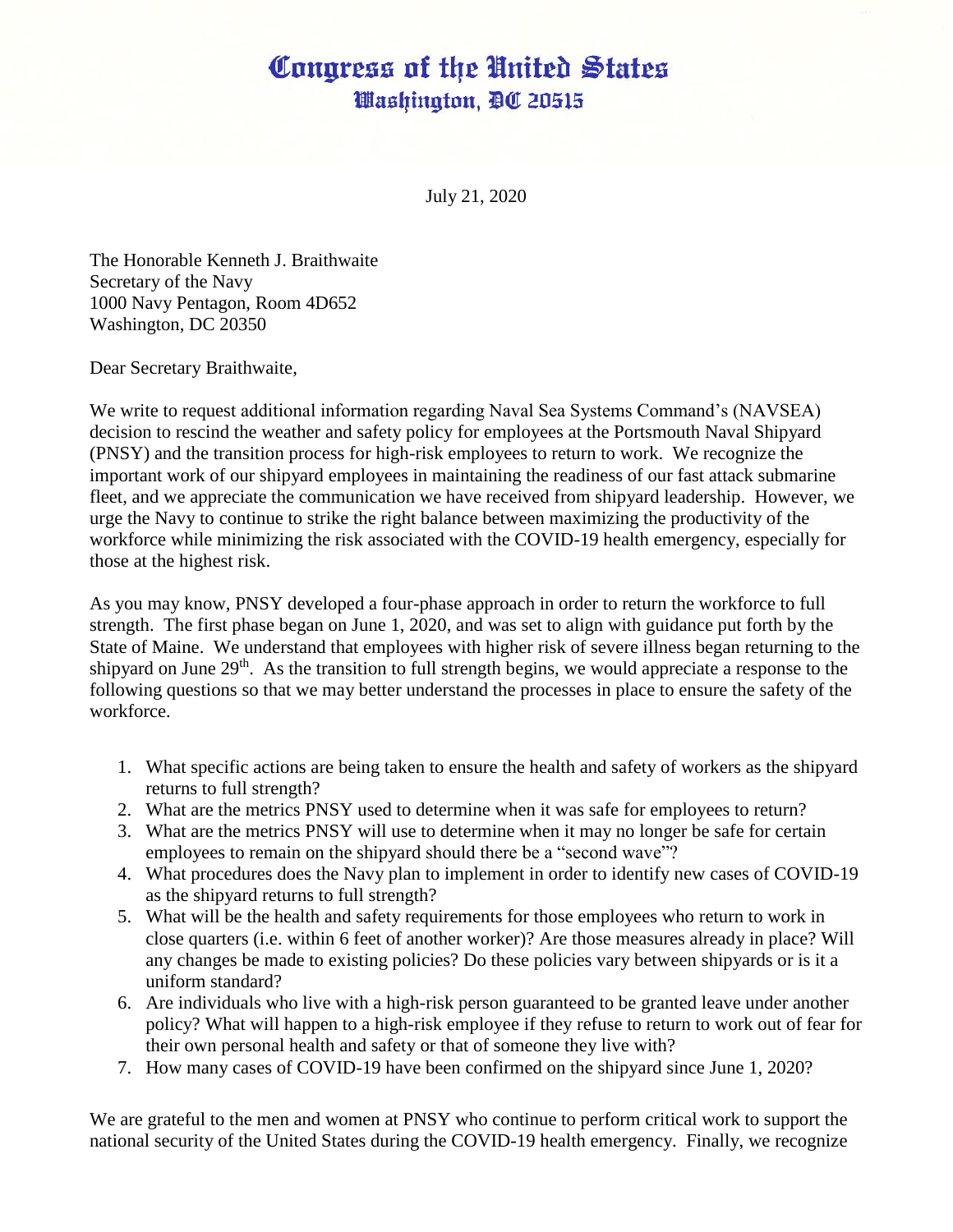# Congress of the United States
## Washington, DC 20515

July 21, 2020

The Honorable Kenneth J. Braithwaite
Secretary of the Navy
1000 Navy Pentagon, Room 4D652
Washington, DC 20350

Dear Secretary Braithwaite,

We write to request additional information regarding Naval Sea Systems Command's (NAVSEA) decision to rescind the weather and safety policy for employees at the Portsmouth Naval Shipyard (PNSY) and the transition process for high-risk employees to return to work. We recognize the important work of our shipyard employees in maintaining the readiness of our fast attack submarine fleet, and we appreciate the communication we have received from shipyard leadership. However, we urge the Navy to continue to strike the right balance between maximizing the productivity of the workforce while minimizing the risk associated with the COVID-19 health emergency, especially for those at the highest risk.

As you may know, PNSY developed a four-phase approach in order to return the workforce to full strength. The first phase began on June 1, 2020, and was set to align with guidance put forth by the State of Maine. We understand that employees with higher risk of severe illness began returning to the shipyard on June 29th. As the transition to full strength begins, we would appreciate a response to the following questions so that we may better understand the processes in place to ensure the safety of the workforce.

1. What specific actions are being taken to ensure the health and safety of workers as the shipyard returns to full strength?
2. What are the metrics PNSY used to determine when it was safe for employees to return?
3. What are the metrics PNSY will use to determine when it may no longer be safe for certain employees to remain on the shipyard should there be a "second wave"?
4. What procedures does the Navy plan to implement in order to identify new cases of COVID-19 as the shipyard returns to full strength?
5. What will be the health and safety requirements for those employees who return to work in close quarters (i.e. within 6 feet of another worker)? Are those measures already in place? Will any changes be made to existing policies? Do these policies vary between shipyards or is it a uniform standard?
6. Are individuals who live with a high-risk person guaranteed to be granted leave under another policy? What will happen to a high-risk employee if they refuse to return to work out of fear for their own personal health and safety or that of someone they live with?
7. How many cases of COVID-19 have been confirmed on the shipyard since June 1, 2020?

We are grateful to the men and women at PNSY who continue to perform critical work to support the national security of the United States during the COVID-19 health emergency. Finally, we recognize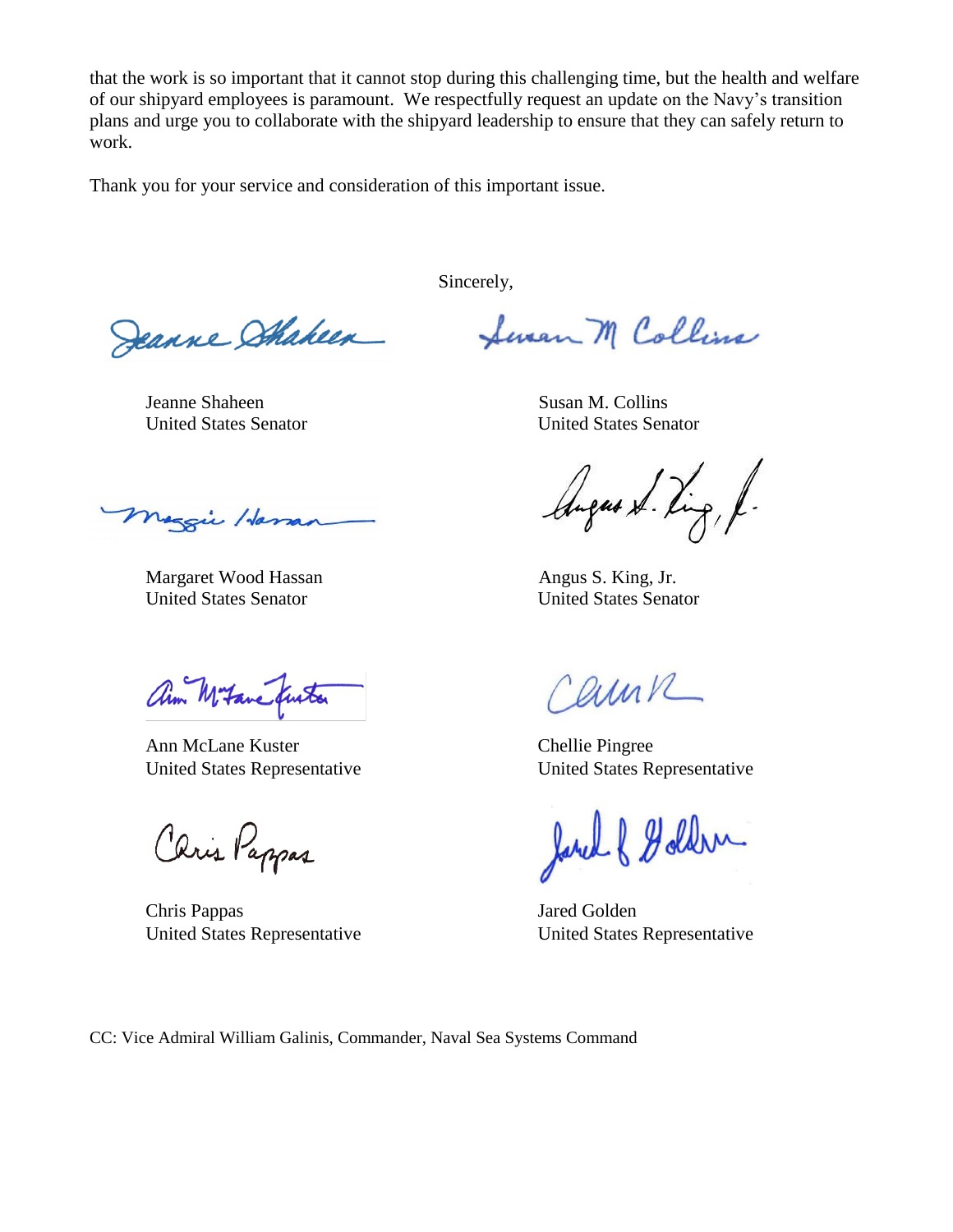that the work is so important that it cannot stop during this challenging time, but the health and welfare of our shipyard employees is paramount. We respectfully request an update on the Navy's transition plans and urge you to collaborate with the shipyard leadership to ensure that they can safely return to work.

Thank you for your service and consideration of this important issue.

Sincerely,

Jeanne Shaheen
United States Senator

Susan M. Collins
United States Senator

Margaret Wood Hassan
United States Senator

Angus S. King, Jr.
United States Senator

Ann McLane Kuster
United States Representative

Chellie Pingree
United States Representative

Chris Pappas
United States Representative

Jared Golden
United States Representative

CC: Vice Admiral William Galinis, Commander, Naval Sea Systems Command